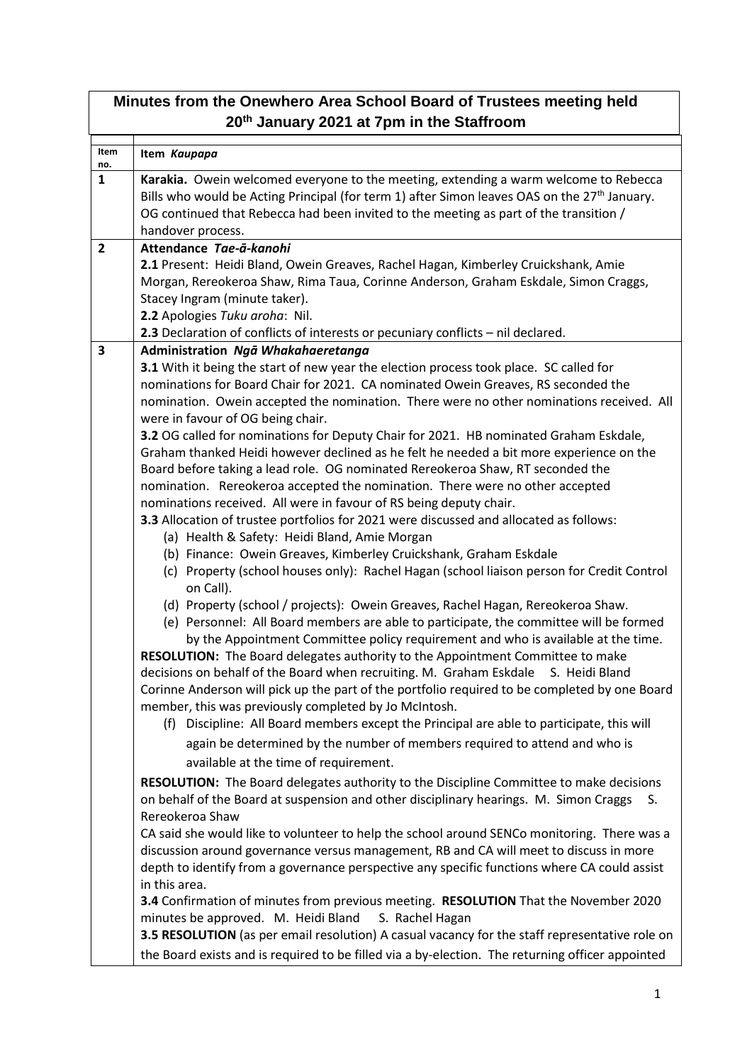# Minutes from the Onewhero Area School Board of Trustees meeting held 20th January 2021 at 7pm in the Staffroom

| Item no. | Item *Kaupapa* |
|---|---|
| 1 | **Karakia.** Owein welcomed everyone to the meeting, extending a warm welcome to Rebecca Bills who would be Acting Principal (for term 1) after Simon leaves OAS on the 27th January. OG continued that Rebecca had been invited to the meeting as part of the transition / handover process. |
| 2 | **Attendance** ***Tae-ā-kanohi***<br>**2.1** Present: Heidi Bland, Owein Greaves, Rachel Hagan, Kimberley Cruickshank, Amie Morgan, Rereokeroa Shaw, Rima Taua, Corinne Anderson, Graham Eskdale, Simon Craggs, Stacey Ingram (minute taker).<br>**2.2** Apologies *Tuku aroha*: Nil.<br>**2.3** Declaration of conflicts of interests or pecuniary conflicts – nil declared. |
| 3 | **Administration** ***Ngā Whakahaeretanga***<br>**3.1** With it being the start of new year the election process took place. SC called for nominations for Board Chair for 2021. CA nominated Owein Greaves, RS seconded the nomination. Owein accepted the nomination. There were no other nominations received. All were in favour of OG being chair.<br>**3.2** OG called for nominations for Deputy Chair for 2021. HB nominated Graham Eskdale, Graham thanked Heidi however declined as he felt he needed a bit more experience on the Board before taking a lead role. OG nominated Rereokeroa Shaw, RT seconded the nomination. Rereokeroa accepted the nomination. There were no other accepted nominations received. All were in favour of RS being deputy chair.<br>**3.3** Allocation of trustee portfolios for 2021 were discussed and allocated as follows:<br>(a) Health & Safety: Heidi Bland, Amie Morgan<br>(b) Finance: Owein Greaves, Kimberley Cruickshank, Graham Eskdale<br>(c) Property (school houses only): Rachel Hagan (school liaison person for Credit Control on Call).<br>(d) Property (school / projects): Owein Greaves, Rachel Hagan, Rereokeroa Shaw.<br>(e) Personnel: All Board members are able to participate, the committee will be formed by the Appointment Committee policy requirement and who is available at the time.<br>**RESOLUTION:** The Board delegates authority to the Appointment Committee to make decisions on behalf of the Board when recruiting. M. Graham Eskdale S. Heidi Bland<br>Corinne Anderson will pick up the part of the portfolio required to be completed by one Board member, this was previously completed by Jo McIntosh.<br>(f) Discipline: All Board members except the Principal are able to participate, this will again be determined by the number of members required to attend and who is available at the time of requirement.<br>**RESOLUTION:** The Board delegates authority to the Discipline Committee to make decisions on behalf of the Board at suspension and other disciplinary hearings. M. Simon Craggs S. Rereokeroa Shaw<br>CA said she would like to volunteer to help the school around SENCo monitoring. There was a discussion around governance versus management, RB and CA will meet to discuss in more depth to identify from a governance perspective any specific functions where CA could assist in this area.<br>**3.4** Confirmation of minutes from previous meeting. **RESOLUTION** That the November 2020 minutes be approved. M. Heidi Bland S. Rachel Hagan<br>**3.5 RESOLUTION** (as per email resolution) A casual vacancy for the staff representative role on the Board exists and is required to be filled via a by-election. The returning officer appointed |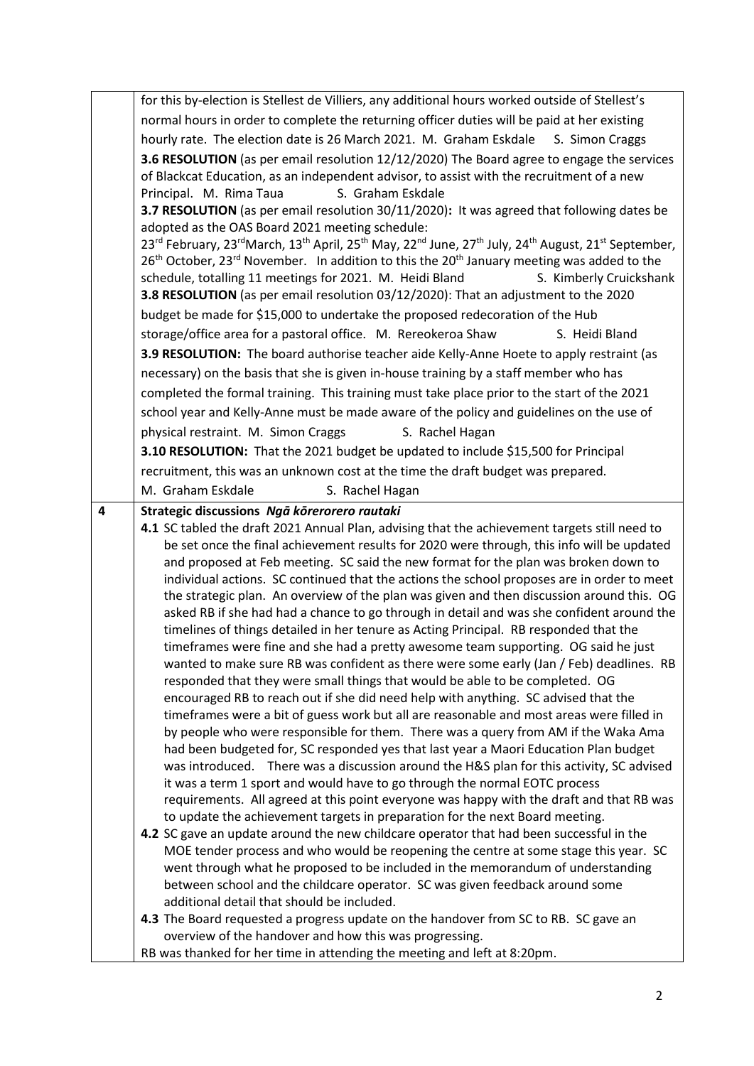| | |
|---|---|
| | for this by-election is Stellest de Villiers, any additional hours worked outside of Stellest's normal hours in order to complete the returning officer duties will be paid at her existing hourly rate. The election date is 26 March 2021. M. Graham Eskdale S. Simon Craggs<br>**3.6 RESOLUTION** (as per email resolution 12/12/2020) The Board agree to engage the services of Blackcat Education, as an independent advisor, to assist with the recruitment of a new Principal. M. Rima Taua S. Graham Eskdale<br>**3.7 RESOLUTION** (as per email resolution 30/11/2020)**:** It was agreed that following dates be adopted as the OAS Board 2021 meeting schedule:<br>23rd February, 23rd March, 13th April, 25th May, 22nd June, 27th July, 24th August, 21st September, 26th October, 23rd November. In addition to this the 20th January meeting was added to the schedule, totalling 11 meetings for 2021. M. Heidi Bland S. Kimberly Cruickshank<br>**3.8 RESOLUTION** (as per email resolution 03/12/2020): That an adjustment to the 2020 budget be made for $15,000 to undertake the proposed redecoration of the Hub storage/office area for a pastoral office. M. Rereokeroa Shaw S. Heidi Bland<br>**3.9 RESOLUTION:** The board authorise teacher aide Kelly-Anne Hoete to apply restraint (as necessary) on the basis that she is given in-house training by a staff member who has completed the formal training. This training must take place prior to the start of the 2021 school year and Kelly-Anne must be made aware of the policy and guidelines on the use of physical restraint. M. Simon Craggs S. Rachel Hagan<br>**3.10 RESOLUTION:** That the 2021 budget be updated to include $15,500 for Principal recruitment, this was an unknown cost at the time the draft budget was prepared.<br>M. Graham Eskdale S. Rachel Hagan |
| **4** | **Strategic discussions** ***Ngā kōrerorero rautaki***<br>**4.1** SC tabled the draft 2021 Annual Plan, advising that the achievement targets still need to be set once the final achievement results for 2020 were through, this info will be updated and proposed at Feb meeting. SC said the new format for the plan was broken down to individual actions. SC continued that the actions the school proposes are in order to meet the strategic plan. An overview of the plan was given and then discussion around this. OG asked RB if she had had a chance to go through in detail and was she confident around the timelines of things detailed in her tenure as Acting Principal. RB responded that the timeframes were fine and she had a pretty awesome team supporting. OG said he just wanted to make sure RB was confident as there were some early (Jan / Feb) deadlines. RB responded that they were small things that would be able to be completed. OG encouraged RB to reach out if she did need help with anything. SC advised that the timeframes were a bit of guess work but all are reasonable and most areas were filled in by people who were responsible for them. There was a query from AM if the Waka Ama had been budgeted for, SC responded yes that last year a Maori Education Plan budget was introduced. There was a discussion around the H&S plan for this activity, SC advised it was a term 1 sport and would have to go through the normal EOTC process requirements. All agreed at this point everyone was happy with the draft and that RB was to update the achievement targets in preparation for the next Board meeting.<br>**4.2** SC gave an update around the new childcare operator that had been successful in the MOE tender process and who would be reopening the centre at some stage this year. SC went through what he proposed to be included in the memorandum of understanding between school and the childcare operator. SC was given feedback around some additional detail that should be included.<br>**4.3** The Board requested a progress update on the handover from SC to RB. SC gave an overview of the handover and how this was progressing.<br>RB was thanked for her time in attending the meeting and left at 8:20pm. |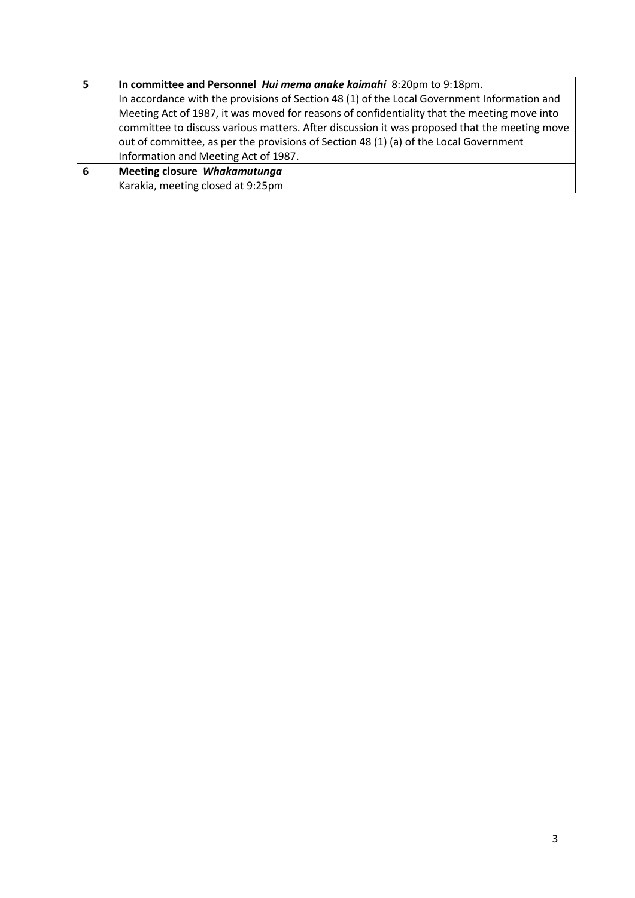| | |
|---|---|
| 5 | **In committee and Personnel** ***Hui mema anake kaimahi*** 8:20pm to 9:18pm.<br>In accordance with the provisions of Section 48 (1) of the Local Government Information and Meeting Act of 1987, it was moved for reasons of confidentiality that the meeting move into committee to discuss various matters. After discussion it was proposed that the meeting move out of committee, as per the provisions of Section 48 (1) (a) of the Local Government Information and Meeting Act of 1987. |
| 6 | **Meeting closure** ***Whakamutunga***<br>Karakia, meeting closed at 9:25pm |